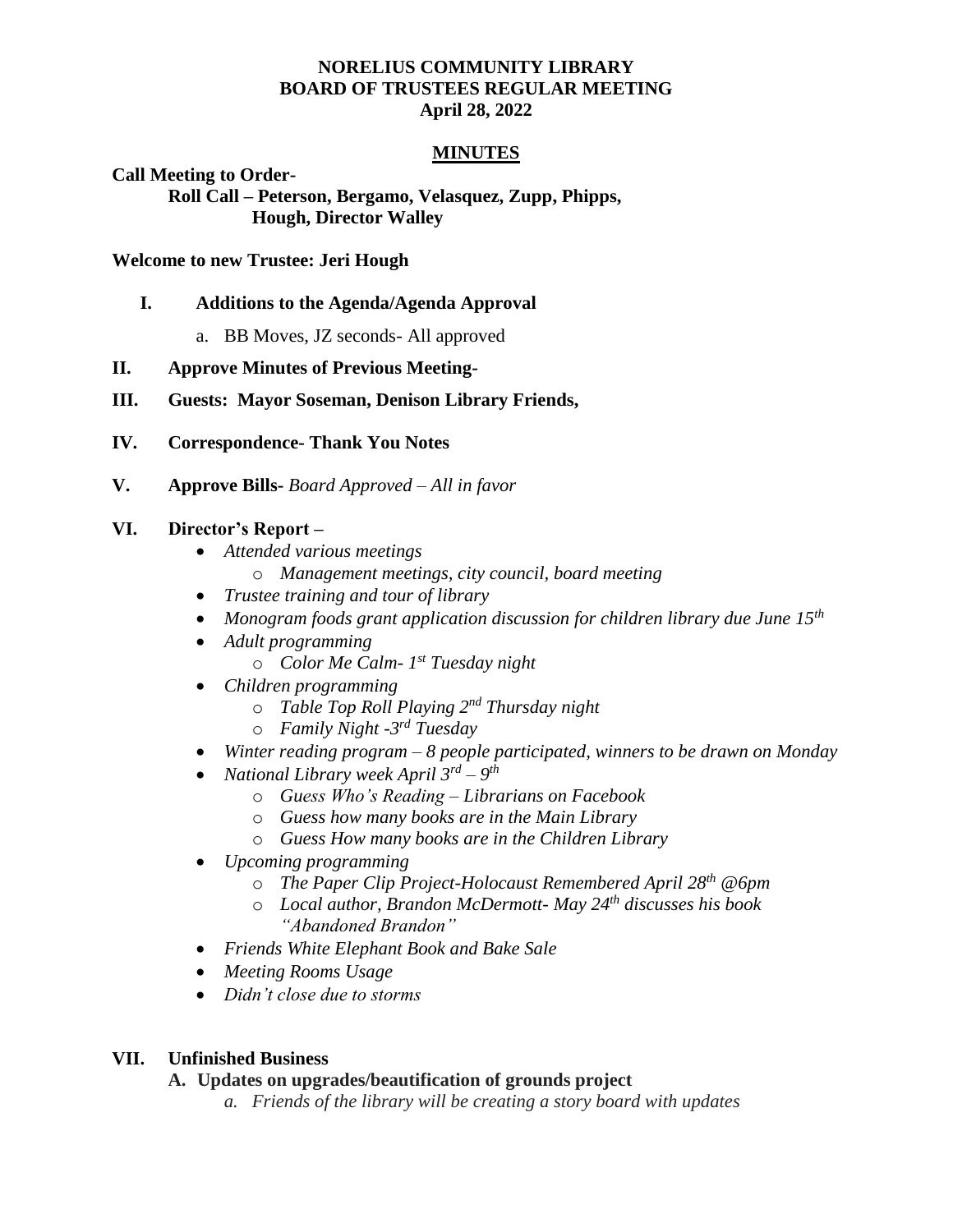**NORELIUS COMMUNITY LIBRARY**
**BOARD OF TRUSTEES REGULAR MEETING**
**April 28, 2022**

**MINUTES**

**Call Meeting to Order-**
**Roll Call – Peterson, Bergamo, Velasquez, Zupp, Phipps, Hough, Director Walley**

**Welcome to new Trustee: Jeri Hough**

**I. Additions to the Agenda/Agenda Approval**

a. BB Moves, JZ seconds- All approved

**II. Approve Minutes of Previous Meeting-**

**III. Guests: Mayor Soseman, Denison Library Friends,**

**IV. Correspondence- Thank You Notes**

**V. Approve Bills-** *Board Approved – All in favor*

**VI. Director's Report –**

- *Attended various meetings*
  - *Management meetings, city council, board meeting*
- *Trustee training and tour of library*
- *Monogram foods grant application discussion for children library due June 15th*
- *Adult programming*
  - *Color Me Calm- 1st Tuesday night*
- *Children programming*
  - *Table Top Roll Playing 2nd Thursday night*
  - *Family Night -3rd Tuesday*
- *Winter reading program – 8 people participated, winners to be drawn on Monday*
- *National Library week April 3rd – 9th*
  - *Guess Who's Reading – Librarians on Facebook*
  - *Guess how many books are in the Main Library*
  - *Guess How many books are in the Children Library*
- *Upcoming programming*
  - *The Paper Clip Project-Holocaust Remembered April 28th @6pm*
  - *Local author, Brandon McDermott- May 24th discusses his book "Abandoned Brandon"*
- *Friends White Elephant Book and Bake Sale*
- *Meeting Rooms Usage*
- *Didn't close due to storms*

**VII. Unfinished Business**

**A. Updates on upgrades/beautification of grounds project**

*a. Friends of the library will be creating a story board with updates*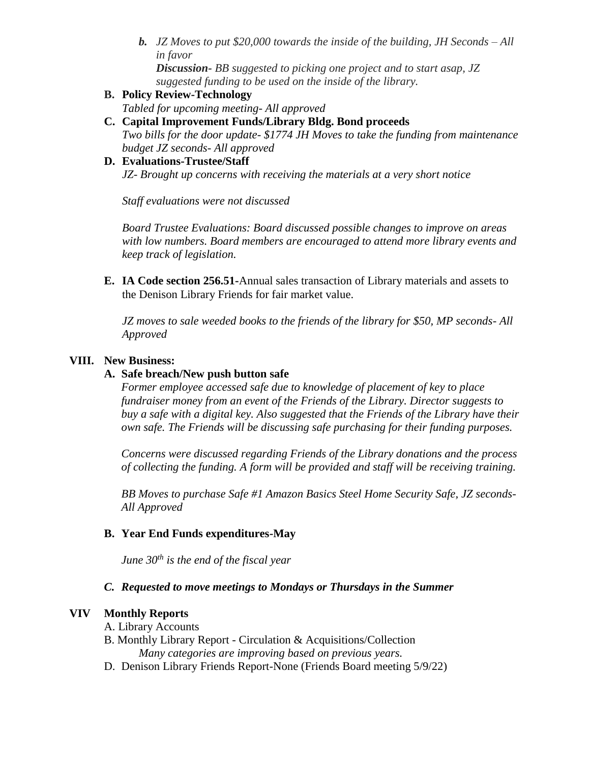*b.* *JZ Moves to put $20,000 towards the inside of the building, JH Seconds – All in favor*
*Discussion- BB suggested to picking one project and to start asap, JZ suggested funding to be used on the inside of the library.*

**B. Policy Review-Technology**
*Tabled for upcoming meeting- All approved*

**C. Capital Improvement Funds/Library Bldg. Bond proceeds**
*Two bills for the door update- $1774 JH Moves to take the funding from maintenance budget JZ seconds- All approved*

**D. Evaluations-Trustee/Staff**
*JZ- Brought up concerns with receiving the materials at a very short notice*

*Staff evaluations were not discussed*

*Board Trustee Evaluations: Board discussed possible changes to improve on areas with low numbers. Board members are encouraged to attend more library events and keep track of legislation.*

**E. IA Code section 256.51-**Annual sales transaction of Library materials and assets to the Denison Library Friends for fair market value.

*JZ moves to sale weeded books to the friends of the library for $50, MP seconds- All Approved*

## VIII. New Business:

**A. Safe breach/New push button safe**
*Former employee accessed safe due to knowledge of placement of key to place fundraiser money from an event of the Friends of the Library. Director suggests to buy a safe with a digital key. Also suggested that the Friends of the Library have their own safe. The Friends will be discussing safe purchasing for their funding purposes.*

*Concerns were discussed regarding Friends of the Library donations and the process of collecting the funding. A form will be provided and staff will be receiving training.*

*BB Moves to purchase Safe #1 Amazon Basics Steel Home Security Safe, JZ seconds- All Approved*

**B. Year End Funds expenditures-May**

*June 30th is the end of the fiscal year*

***C. Requested to move meetings to Mondays or Thursdays in the Summer***

## VIV Monthly Reports

A. Library Accounts
B. Monthly Library Report - Circulation & Acquisitions/Collection
*Many categories are improving based on previous years.*
D. Denison Library Friends Report-None (Friends Board meeting 5/9/22)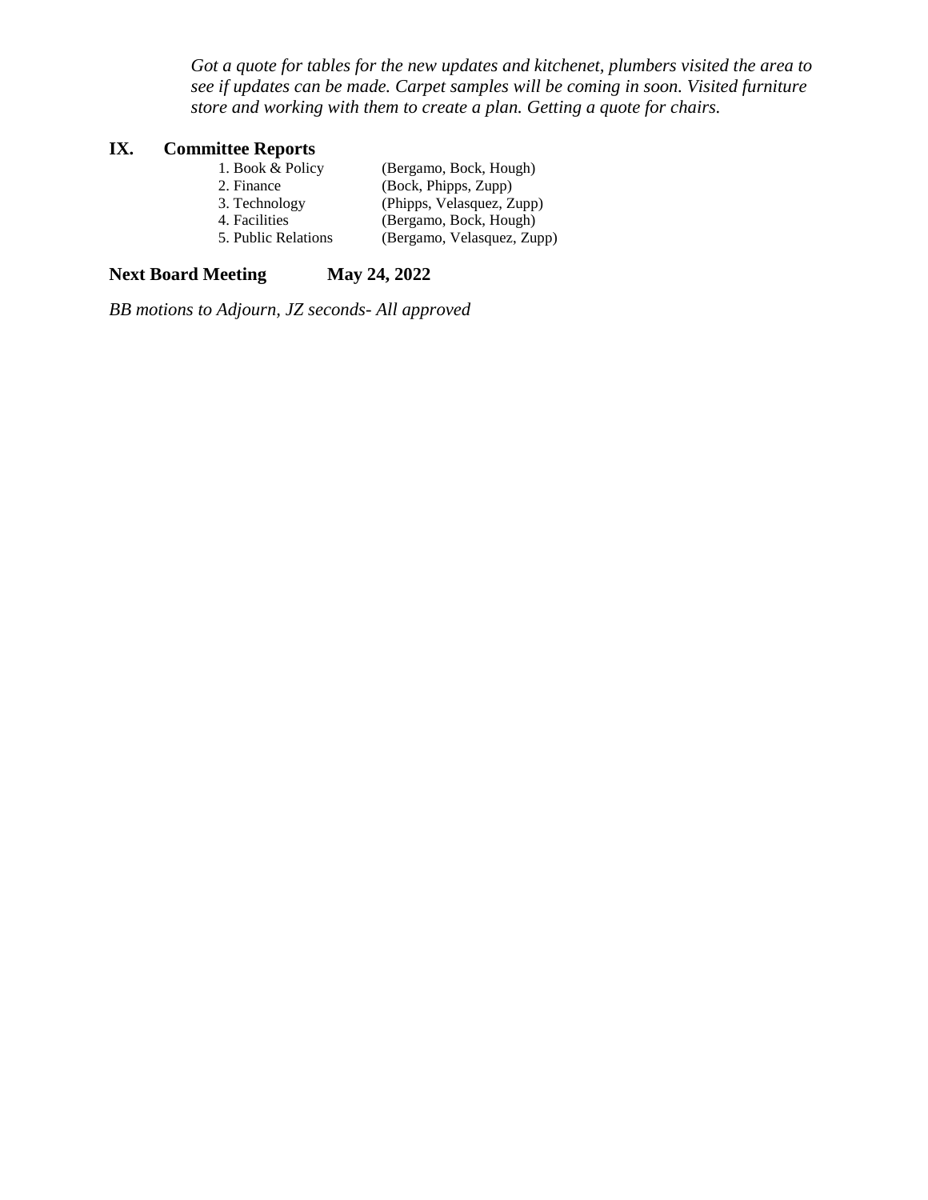*Got a quote for tables for the new updates and kitchenet, plumbers visited the area to see if updates can be made. Carpet samples will be coming in soon. Visited furniture store and working with them to create a plan. Getting a quote for chairs.*

## IX. Committee Reports

| | |
|---|---|
| 1. Book & Policy | (Bergamo, Bock, Hough) |
| 2. Finance | (Bock, Phipps, Zupp) |
| 3. Technology | (Phipps, Velasquez, Zupp) |
| 4. Facilities | (Bergamo, Bock, Hough) |
| 5. Public Relations | (Bergamo, Velasquez, Zupp) |

**Next Board Meeting May 24, 2022**

*BB motions to Adjourn, JZ seconds- All approved*